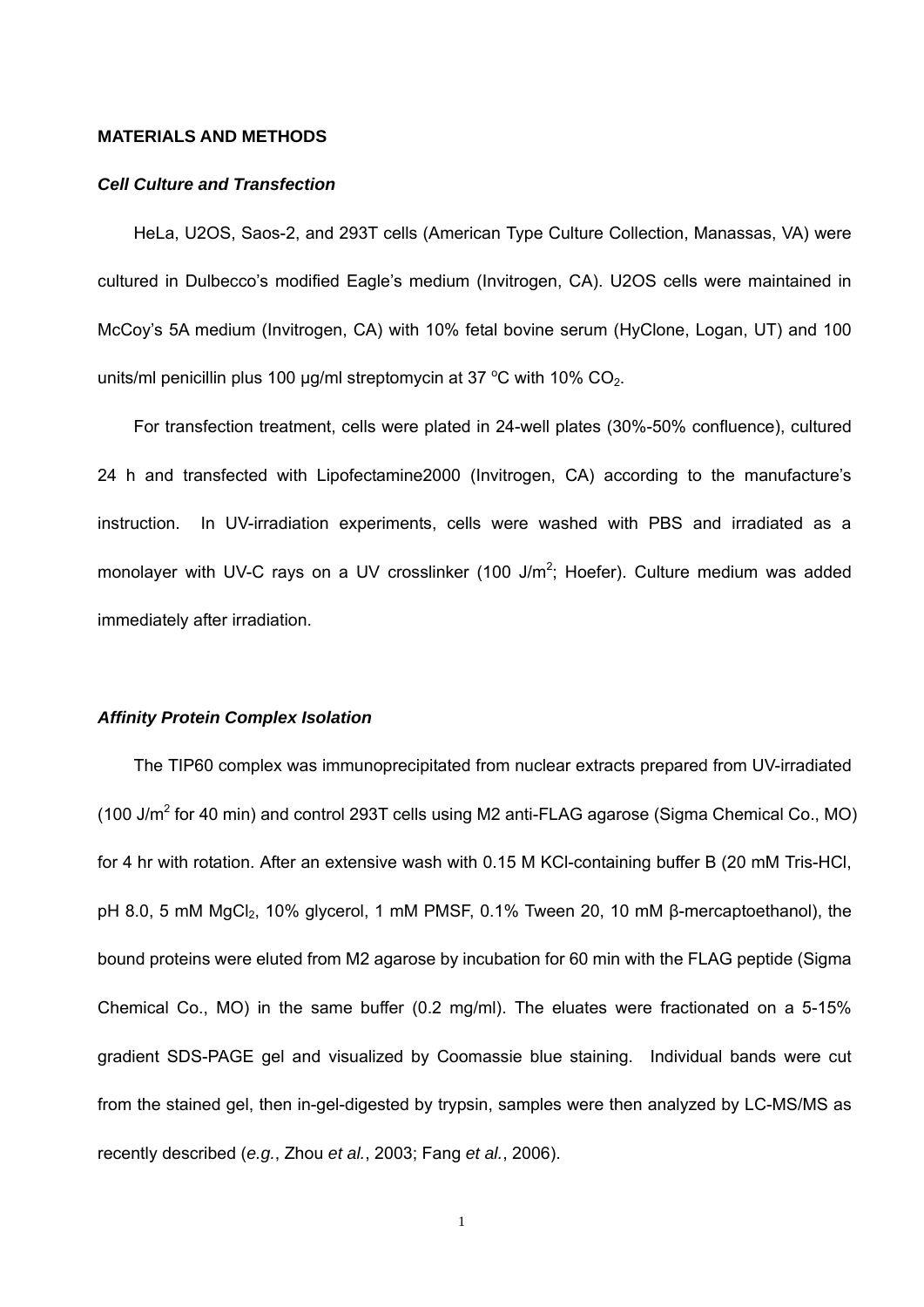**MATERIALS AND METHODS**

***Cell Culture and Transfection***

HeLa, U2OS, Saos-2, and 293T cells (American Type Culture Collection, Manassas, VA) were cultured in Dulbecco's modified Eagle's medium (Invitrogen, CA). U2OS cells were maintained in McCoy's 5A medium (Invitrogen, CA) with 10% fetal bovine serum (HyClone, Logan, UT) and 100 units/ml penicillin plus 100 μg/ml streptomycin at 37 °C with 10% $CO_2$.

For transfection treatment, cells were plated in 24-well plates (30%-50% confluence), cultured 24 h and transfected with Lipofectamine2000 (Invitrogen, CA) according to the manufacture's instruction. In UV-irradiation experiments, cells were washed with PBS and irradiated as a monolayer with UV-C rays on a UV crosslinker (100 J/m$^2$; Hoefer). Culture medium was added immediately after irradiation.

***Affinity Protein Complex Isolation***

The TIP60 complex was immunoprecipitated from nuclear extracts prepared from UV-irradiated (100 J/m$^2$ for 40 min) and control 293T cells using M2 anti-FLAG agarose (Sigma Chemical Co., MO) for 4 hr with rotation. After an extensive wash with 0.15 M KCl-containing buffer B (20 mM Tris-HCl, pH 8.0, 5 mM $MgCl_2$, 10% glycerol, 1 mM PMSF, 0.1% Tween 20, 10 mM β-mercaptoethanol), the bound proteins were eluted from M2 agarose by incubation for 60 min with the FLAG peptide (Sigma Chemical Co., MO) in the same buffer (0.2 mg/ml). The eluates were fractionated on a 5-15% gradient SDS-PAGE gel and visualized by Coomassie blue staining. Individual bands were cut from the stained gel, then in-gel-digested by trypsin, samples were then analyzed by LC-MS/MS as recently described (*e.g.*, Zhou *et al.*, 2003; Fang *et al.*, 2006).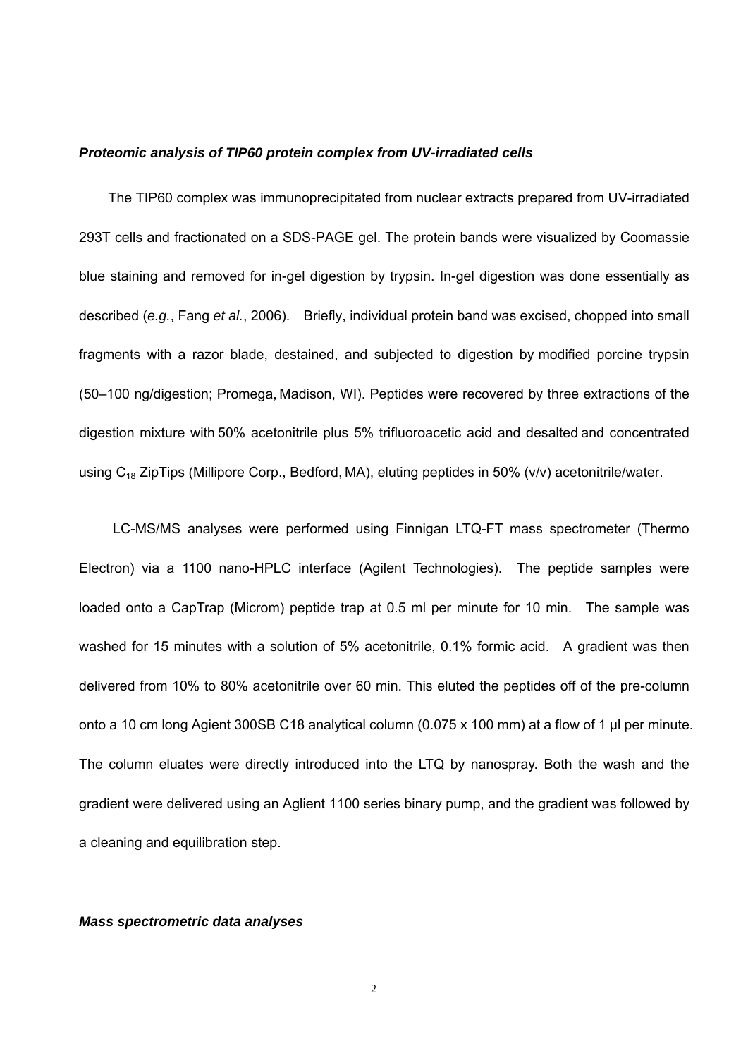### *Proteomic analysis of TIP60 protein complex from UV-irradiated cells*

The TIP60 complex was immunoprecipitated from nuclear extracts prepared from UV-irradiated 293T cells and fractionated on a SDS-PAGE gel. The protein bands were visualized by Coomassie blue staining and removed for in-gel digestion by trypsin. In-gel digestion was done essentially as described (*e.g.*, Fang *et al.*, 2006). Briefly, individual protein band was excised, chopped into small fragments with a razor blade, destained, and subjected to digestion by modified porcine trypsin (50–100 ng/digestion; Promega, Madison, WI). Peptides were recovered by three extractions of the digestion mixture with 50% acetonitrile plus 5% trifluoroacetic acid and desalted and concentrated using $C_{18}$ ZipTips (Millipore Corp., Bedford, MA), eluting peptides in 50% (v/v) acetonitrile/water.

LC-MS/MS analyses were performed using Finnigan LTQ-FT mass spectrometer (Thermo Electron) via a 1100 nano-HPLC interface (Agilent Technologies). The peptide samples were loaded onto a CapTrap (Microm) peptide trap at 0.5 ml per minute for 10 min. The sample was washed for 15 minutes with a solution of 5% acetonitrile, 0.1% formic acid. A gradient was then delivered from 10% to 80% acetonitrile over 60 min. This eluted the peptides off of the pre-column onto a 10 cm long Agient 300SB C18 analytical column (0.075 x 100 mm) at a flow of 1 µl per minute. The column eluates were directly introduced into the LTQ by nanospray. Both the wash and the gradient were delivered using an Aglient 1100 series binary pump, and the gradient was followed by a cleaning and equilibration step.

### *Mass spectrometric data analyses*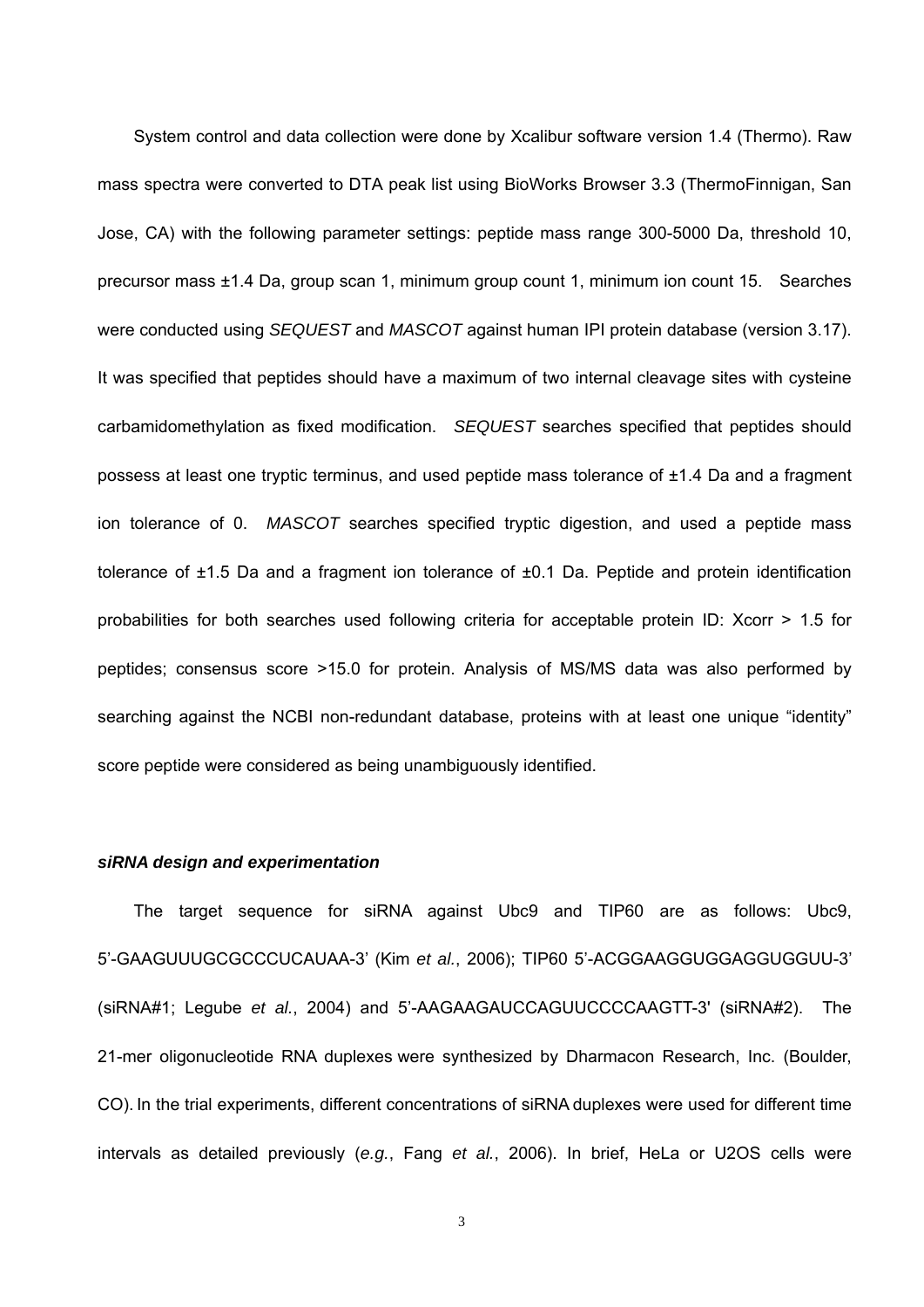System control and data collection were done by Xcalibur software version 1.4 (Thermo). Raw mass spectra were converted to DTA peak list using BioWorks Browser 3.3 (ThermoFinnigan, San Jose, CA) with the following parameter settings: peptide mass range 300-5000 Da, threshold 10, precursor mass ±1.4 Da, group scan 1, minimum group count 1, minimum ion count 15. Searches were conducted using *SEQUEST* and *MASCOT* against human IPI protein database (version 3.17). It was specified that peptides should have a maximum of two internal cleavage sites with cysteine carbamidomethylation as fixed modification. *SEQUEST* searches specified that peptides should possess at least one tryptic terminus, and used peptide mass tolerance of ±1.4 Da and a fragment ion tolerance of 0. *MASCOT* searches specified tryptic digestion, and used a peptide mass tolerance of ±1.5 Da and a fragment ion tolerance of ±0.1 Da. Peptide and protein identification probabilities for both searches used following criteria for acceptable protein ID: Xcorr > 1.5 for peptides; consensus score >15.0 for protein. Analysis of MS/MS data was also performed by searching against the NCBI non-redundant database, proteins with at least one unique "identity" score peptide were considered as being unambiguously identified.

***siRNA design and experimentation***

The target sequence for siRNA against Ubc9 and TIP60 are as follows: Ubc9, 5'-GAAGUUUGCGCCCUCAUAA-3' (Kim *et al.*, 2006); TIP60 5'-ACGGAAGGUGGAGGUGGUU-3' (siRNA#1; Legube *et al.*, 2004) and 5'-AAGAAGAUCCAGUUCCCCAAGTT-3' (siRNA#2). The 21-mer oligonucleotide RNA duplexes were synthesized by Dharmacon Research, Inc. (Boulder, CO). In the trial experiments, different concentrations of siRNA duplexes were used for different time intervals as detailed previously (*e.g.*, Fang *et al.*, 2006). In brief, HeLa or U2OS cells were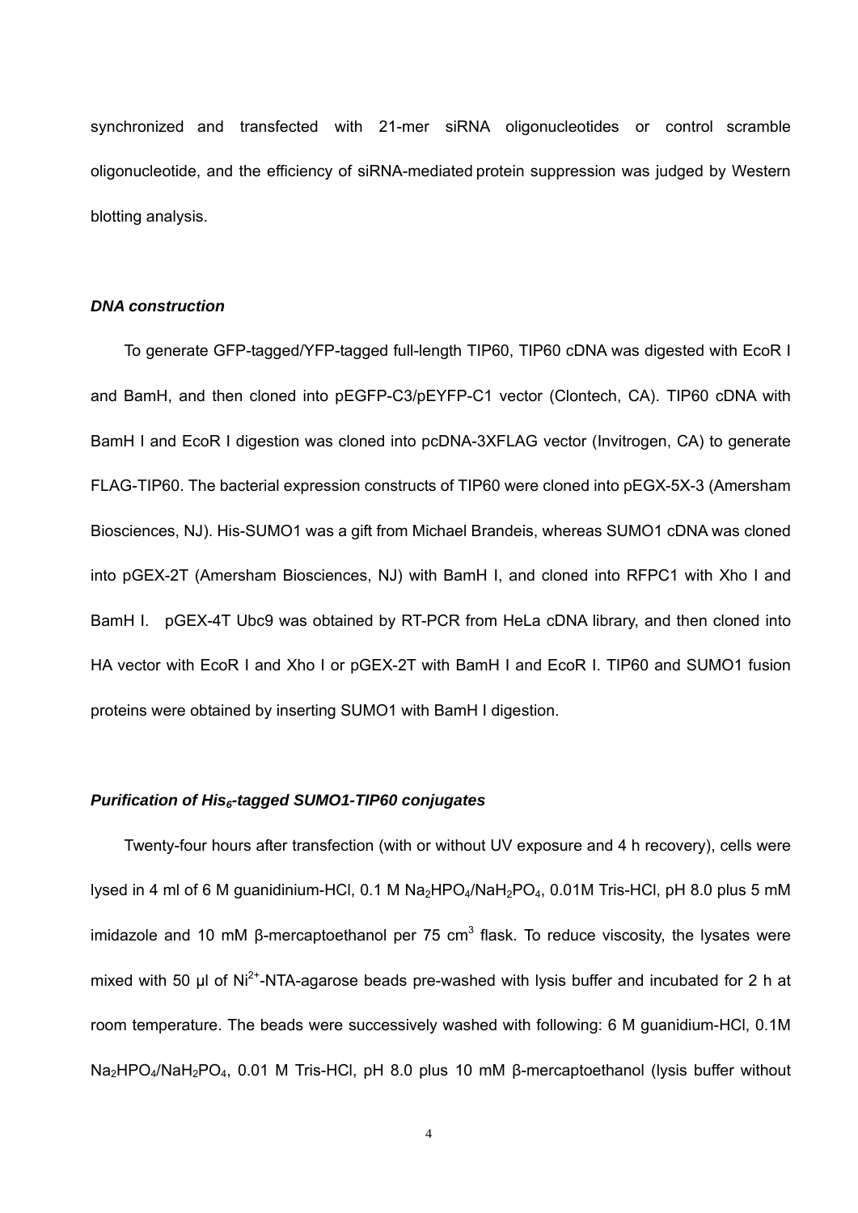synchronized and transfected with 21-mer siRNA oligonucleotides or control scramble oligonucleotide, and the efficiency of siRNA-mediated protein suppression was judged by Western blotting analysis.

### *DNA construction*

To generate GFP-tagged/YFP-tagged full-length TIP60, TIP60 cDNA was digested with EcoR I and BamH, and then cloned into pEGFP-C3/pEYFP-C1 vector (Clontech, CA). TIP60 cDNA with BamH I and EcoR I digestion was cloned into pcDNA-3XFLAG vector (Invitrogen, CA) to generate FLAG-TIP60. The bacterial expression constructs of TIP60 were cloned into pEGX-5X-3 (Amersham Biosciences, NJ). His-SUMO1 was a gift from Michael Brandeis, whereas SUMO1 cDNA was cloned into pGEX-2T (Amersham Biosciences, NJ) with BamH I, and cloned into RFPC1 with Xho I and BamH I. pGEX-4T Ubc9 was obtained by RT-PCR from HeLa cDNA library, and then cloned into HA vector with EcoR I and Xho I or pGEX-2T with BamH I and EcoR I. TIP60 and SUMO1 fusion proteins were obtained by inserting SUMO1 with BamH I digestion.

### *Purification of $His_6$-tagged SUMO1-TIP60 conjugates*

Twenty-four hours after transfection (with or without UV exposure and 4 h recovery), cells were lysed in 4 ml of 6 M guanidinium-HCl, 0.1 M $Na_2HPO_4/NaH_2PO_4$, 0.01M Tris-HCl, pH 8.0 plus 5 mM imidazole and 10 mM β-mercaptoethanol per 75 $cm^3$ flask. To reduce viscosity, the lysates were mixed with 50 μl of $Ni^{2+}$-NTA-agarose beads pre-washed with lysis buffer and incubated for 2 h at room temperature. The beads were successively washed with following: 6 M guanidium-HCl, 0.1M $Na_2HPO_4/NaH_2PO_4$, 0.01 M Tris-HCl, pH 8.0 plus 10 mM β-mercaptoethanol (lysis buffer without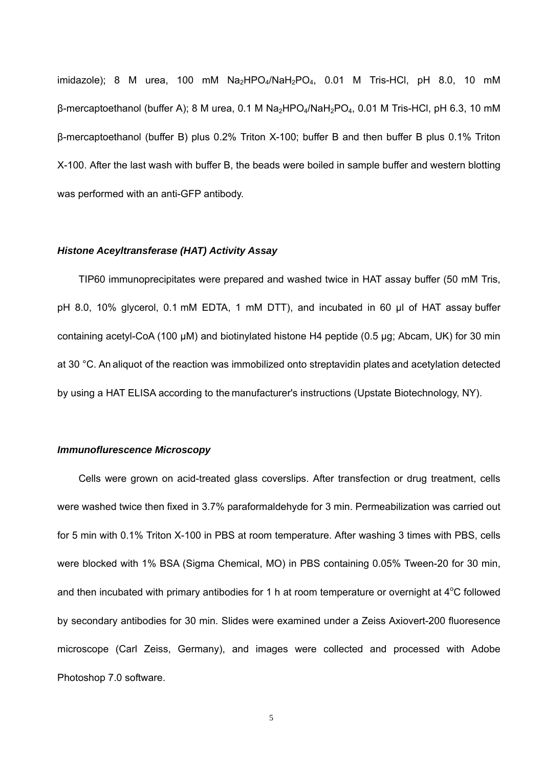imidazole); 8 M urea, 100 mM $Na_2HPO_4$/$NaH_2PO_4$, 0.01 M Tris-HCl, pH 8.0, 10 mM β-mercaptoethanol (buffer A); 8 M urea, 0.1 M $Na_2HPO_4$/$NaH_2PO_4$, 0.01 M Tris-HCl, pH 6.3, 10 mM β-mercaptoethanol (buffer B) plus 0.2% Triton X-100; buffer B and then buffer B plus 0.1% Triton X-100. After the last wash with buffer B, the beads were boiled in sample buffer and western blotting was performed with an anti-GFP antibody.

### *Histone Aceyltransferase (HAT) Activity Assay*

TIP60 immunoprecipitates were prepared and washed twice in HAT assay buffer (50 mM Tris, pH 8.0, 10% glycerol, 0.1 mM EDTA, 1 mM DTT), and incubated in 60 µl of HAT assay buffer containing acetyl-CoA (100 µM) and biotinylated histone H4 peptide (0.5 µg; Abcam, UK) for 30 min at 30 °C. An aliquot of the reaction was immobilized onto streptavidin plates and acetylation detected by using a HAT ELISA according to the manufacturer's instructions (Upstate Biotechnology, NY).

### *Immunoflurescence Microscopy*

Cells were grown on acid-treated glass coverslips. After transfection or drug treatment, cells were washed twice then fixed in 3.7% paraformaldehyde for 3 min. Permeabilization was carried out for 5 min with 0.1% Triton X-100 in PBS at room temperature. After washing 3 times with PBS, cells were blocked with 1% BSA (Sigma Chemical, MO) in PBS containing 0.05% Tween-20 for 30 min, and then incubated with primary antibodies for 1 h at room temperature or overnight at $4^{o}$C followed by secondary antibodies for 30 min. Slides were examined under a Zeiss Axiovert-200 fluoresence microscope (Carl Zeiss, Germany), and images were collected and processed with Adobe Photoshop 7.0 software.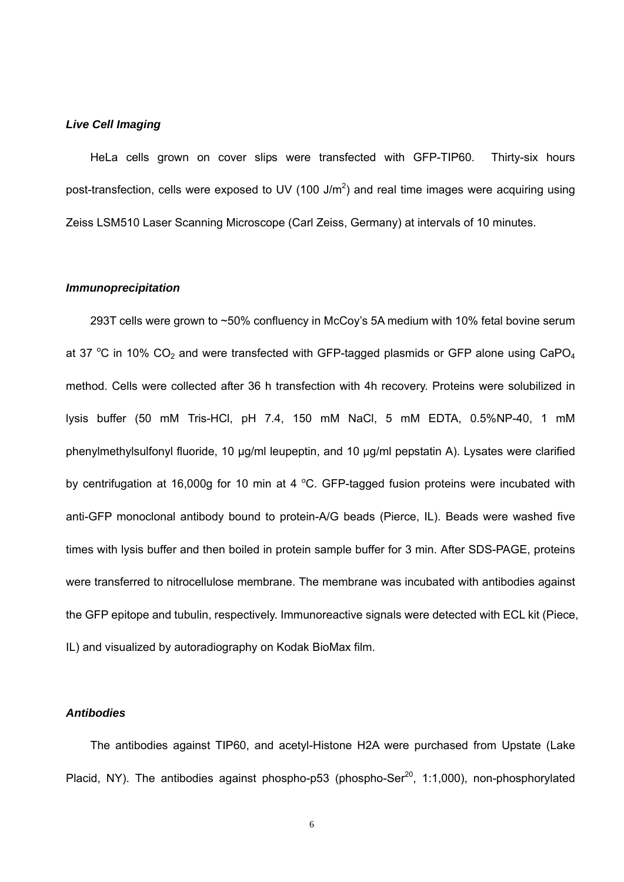### *Live Cell Imaging*

HeLa cells grown on cover slips were transfected with GFP-TIP60. Thirty-six hours post-transfection, cells were exposed to UV (100 J/m$^2$) and real time images were acquiring using Zeiss LSM510 Laser Scanning Microscope (Carl Zeiss, Germany) at intervals of 10 minutes.

### *Immunoprecipitation*

293T cells were grown to ~50% confluency in McCoy's 5A medium with 10% fetal bovine serum at 37 °C in 10% $CO_2$ and were transfected with GFP-tagged plasmids or GFP alone using $CaPO_4$ method. Cells were collected after 36 h transfection with 4h recovery. Proteins were solubilized in lysis buffer (50 mM Tris-HCl, pH 7.4, 150 mM NaCl, 5 mM EDTA, 0.5%NP-40, 1 mM phenylmethylsulfonyl fluoride, 10 μg/ml leupeptin, and 10 μg/ml pepstatin A). Lysates were clarified by centrifugation at 16,000g for 10 min at 4 °C. GFP-tagged fusion proteins were incubated with anti-GFP monoclonal antibody bound to protein-A/G beads (Pierce, IL). Beads were washed five times with lysis buffer and then boiled in protein sample buffer for 3 min. After SDS-PAGE, proteins were transferred to nitrocellulose membrane. The membrane was incubated with antibodies against the GFP epitope and tubulin, respectively. Immunoreactive signals were detected with ECL kit (Piece, IL) and visualized by autoradiography on Kodak BioMax film.

### *Antibodies*

The antibodies against TIP60, and acetyl-Histone H2A were purchased from Upstate (Lake Placid, NY). The antibodies against phospho-p53 (phospho-Ser$^{20}$, 1:1,000), non-phosphorylated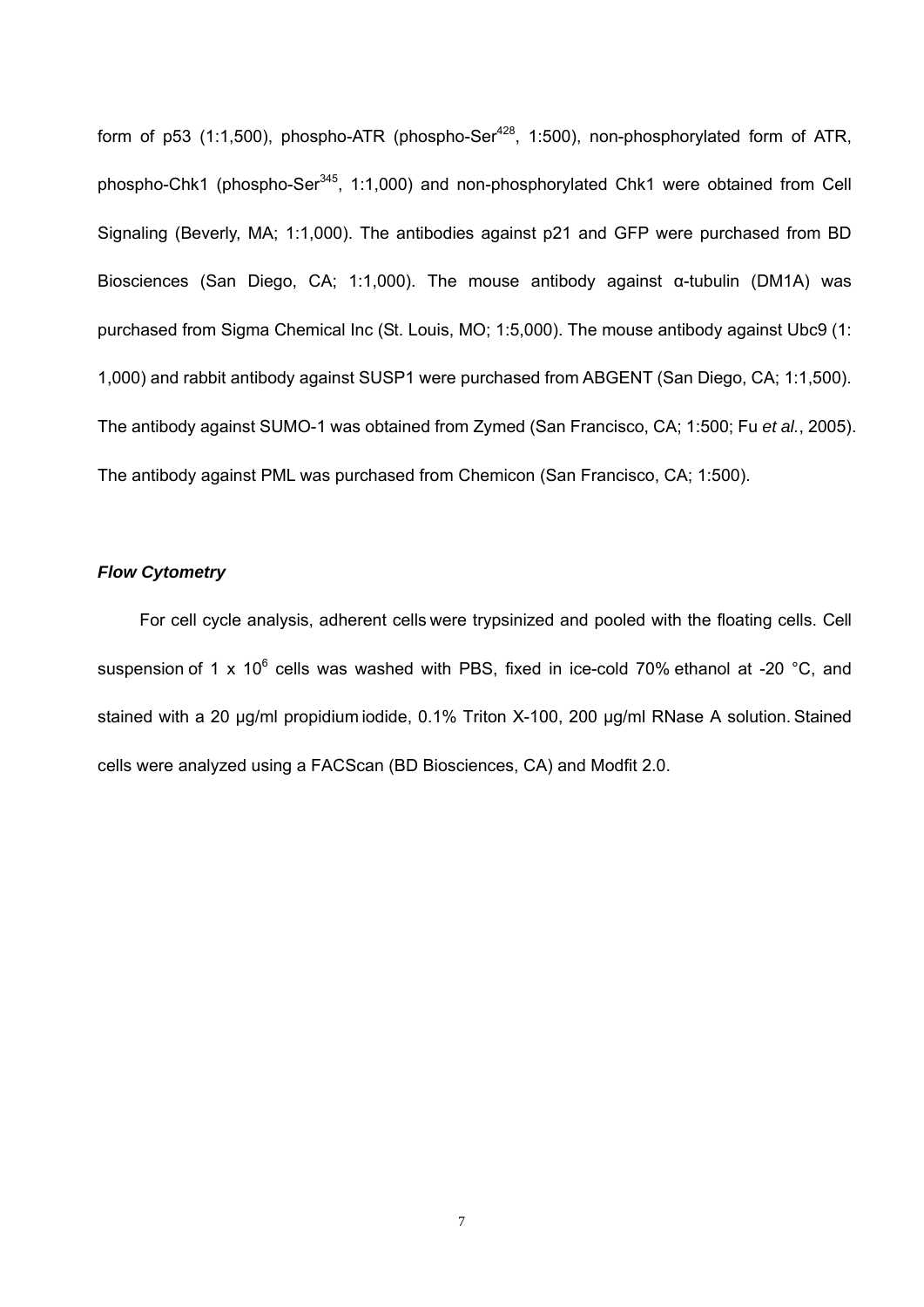form of p53 (1:1,500), phospho-ATR (phospho-Ser$^{428}$, 1:500), non-phosphorylated form of ATR, phospho-Chk1 (phospho-Ser$^{345}$, 1:1,000) and non-phosphorylated Chk1 were obtained from Cell Signaling (Beverly, MA; 1:1,000). The antibodies against p21 and GFP were purchased from BD Biosciences (San Diego, CA; 1:1,000). The mouse antibody against α-tubulin (DM1A) was purchased from Sigma Chemical Inc (St. Louis, MO; 1:5,000). The mouse antibody against Ubc9 (1: 1,000) and rabbit antibody against SUSP1 were purchased from ABGENT (San Diego, CA; 1:1,500). The antibody against SUMO-1 was obtained from Zymed (San Francisco, CA; 1:500; Fu *et al.*, 2005). The antibody against PML was purchased from Chemicon (San Francisco, CA; 1:500).

### *Flow Cytometry*

For cell cycle analysis, adherent cells were trypsinized and pooled with the floating cells. Cell suspension of 1 x $10^6$ cells was washed with PBS, fixed in ice-cold 70% ethanol at -20 °C, and stained with a 20 μg/ml propidium iodide, 0.1% Triton X-100, 200 μg/ml RNase A solution. Stained cells were analyzed using a FACScan (BD Biosciences, CA) and Modfit 2.0.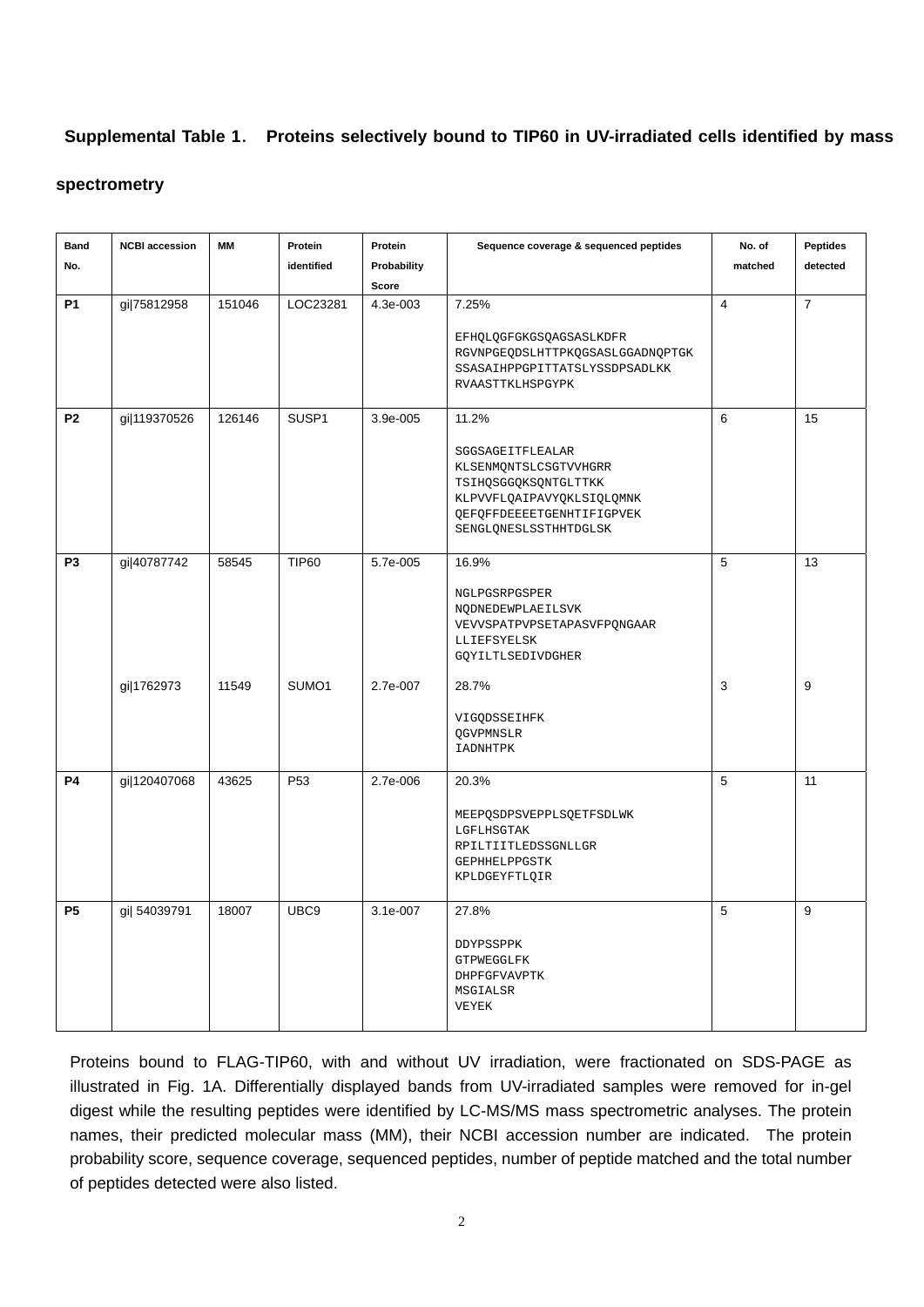**Supplemental Table 1. Proteins selectively bound to TIP60 in UV-irradiated cells identified by mass spectrometry**

| Band No. | NCBI accession | MM | Protein identified | Protein Probability Score | Sequence coverage & sequenced peptides | No. of matched | Peptides detected |
|---|---|---|---|---|---|---|---|
| P1 | gi\|75812958 | 151046 | LOC23281 | 4.3e-003 | 7.25%<br><br>EFHQLQGFGKGSQAGSASLKDFR<br>RGVNPGEQDSLHTTPKQGSASLGGADNQPTGK<br>SSASAIHPPGPITTATSLYSSDPSADLKK<br>RVAASTTKLHSPGYPK | 4 | 7 |
| P2 | gi\|119370526 | 126146 | SUSP1 | 3.9e-005 | 11.2%<br><br>SGGSAGEITFLEALAR<br>KLSENMQNTSLCSGTVVHGRR<br>TSIHQSGGQKSQNTGLTTKK<br>KLPVVFLQAIPAVYQKLSIQLQMNK<br>QEFQFFDEEEETGENHTIFIGPVEK<br>SENGLQNESLSSTHHTDGLSK | 6 | 15 |
| P3 | gi\|40787742 | 58545 | TIP60 | 5.7e-005 | 16.9%<br><br>NGLPGSRPGSPER<br>NQDNEDEWPLAEILSVK<br>VEVVSPATPVPSETAPASVFPQNGAAR<br>LLIEFSYELSK<br>GQYILTLSEDIVDGHER | 5 | 13 |
| | gi\|1762973 | 11549 | SUMO1 | 2.7e-007 | 28.7%<br><br>VIGQDSSEIHFK<br>QGVPMNSLR<br>IADNHTPK | 3 | 9 |
| P4 | gi\|120407068 | 43625 | P53 | 2.7e-006 | 20.3%<br><br>MEEPQSDPSVEPPLSQETFSDLWK<br>LGFLHSGTAK<br>RPILTIITLEDSSGNLLGR<br>GEPHHELPPGSTK<br>KPLDGEYFTLQIR | 5 | 11 |
| P5 | gi\| 54039791 | 18007 | UBC9 | 3.1e-007 | 27.8%<br><br>DDYPSSPPK<br>GTPWEGGLFK<br>DHPFGFVAVPTK<br>MSGIALSR<br>VEYEK | 5 | 9 |

Proteins bound to FLAG-TIP60, with and without UV irradiation, were fractionated on SDS-PAGE as illustrated in Fig. 1A. Differentially displayed bands from UV-irradiated samples were removed for in-gel digest while the resulting peptides were identified by LC-MS/MS mass spectrometric analyses. The protein names, their predicted molecular mass (MM), their NCBI accession number are indicated. The protein probability score, sequence coverage, sequenced peptides, number of peptide matched and the total number of peptides detected were also listed.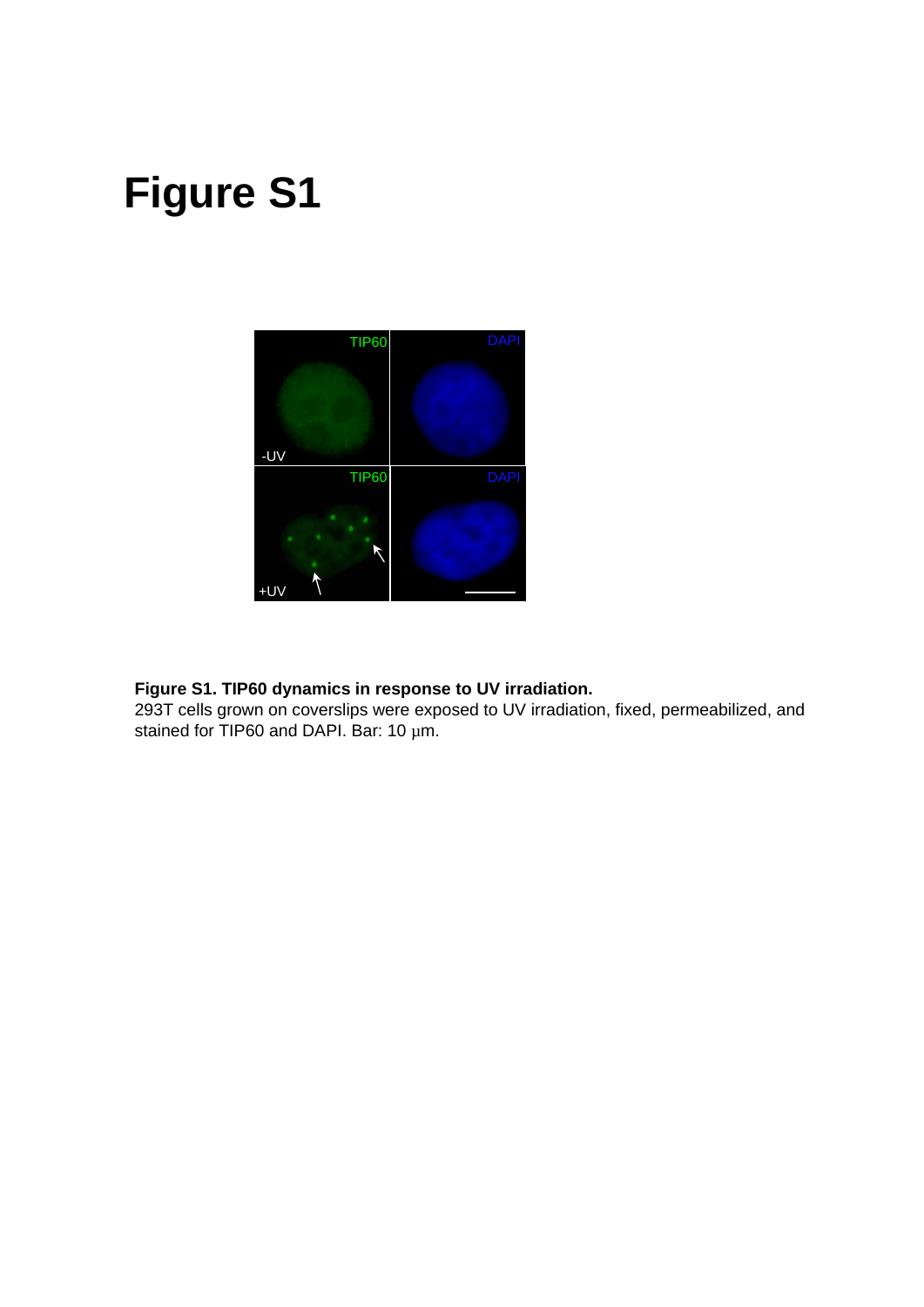# Figure S1

**Figure S1. TIP60 dynamics in response to UV irradiation.**
293T cells grown on coverslips were exposed to UV irradiation, fixed, permeabilized, and stained for TIP60 and DAPI. Bar: 10 μm.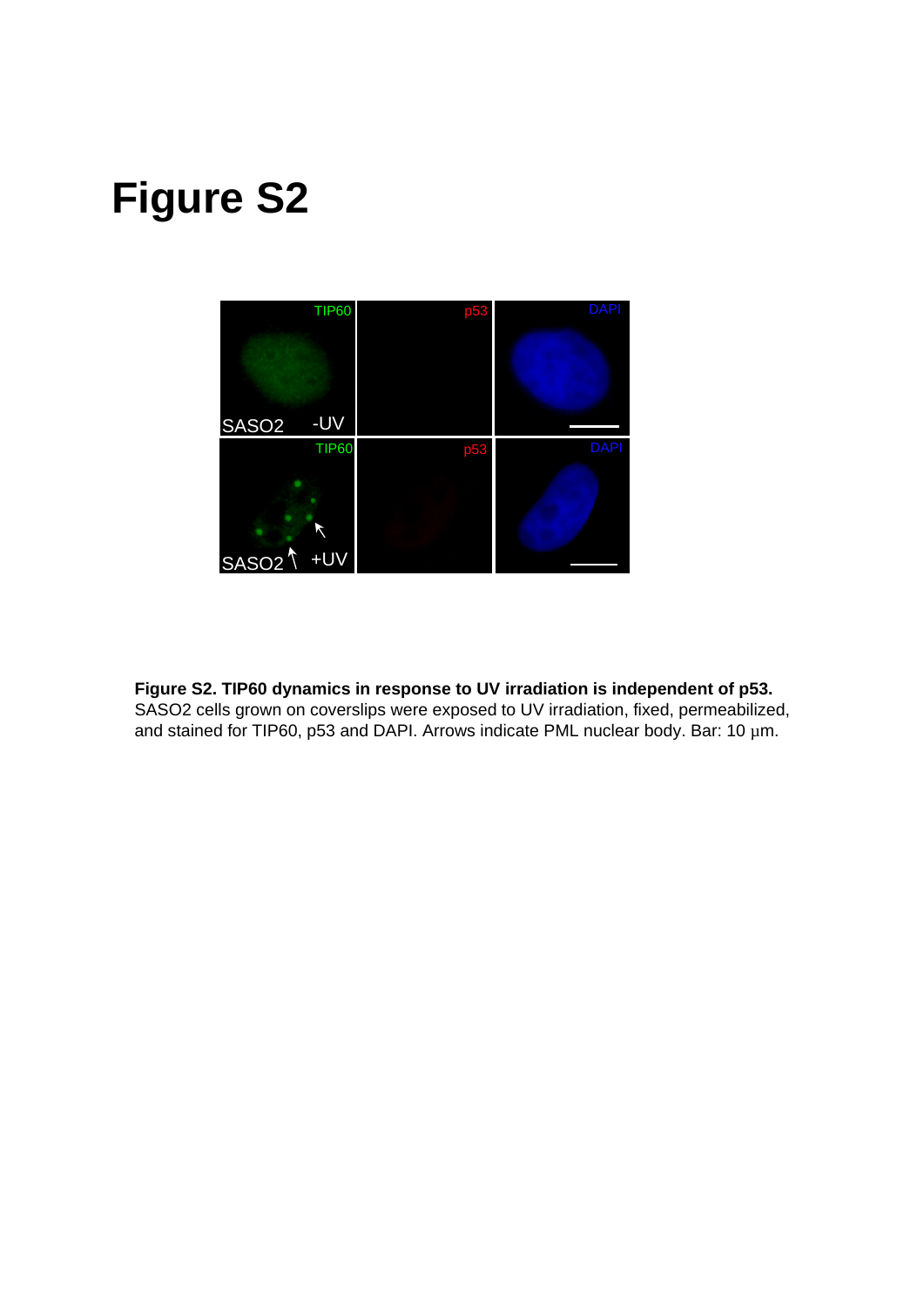# Figure S2

TIP60
p53
DAPI
SASO2 -UV

TIP60
p53
DAPI
SASO2 +UV

**Figure S2. TIP60 dynamics in response to UV irradiation is independent of p53.** SASO2 cells grown on coverslips were exposed to UV irradiation, fixed, permeabilized, and stained for TIP60, p53 and DAPI. Arrows indicate PML nuclear body. Bar: 10 μm.